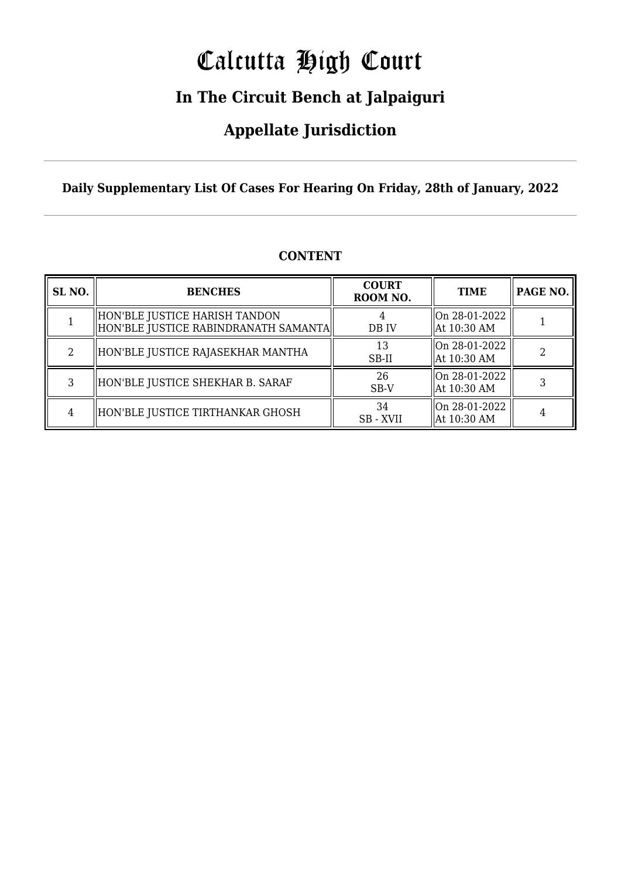# Calcutta High Court

## In The Circuit Bench at Jalpaiguri

## Appellate Jurisdiction

**Daily Supplementary List Of Cases For Hearing On Friday, 28th of January, 2022**

**CONTENT**

| SL NO. | BENCHES | COURT ROOM NO. | TIME | PAGE NO. |
|---|---|---|---|---|
| 1 | HON'BLE JUSTICE HARISH TANDON<br>HON'BLE JUSTICE RABINDRANATH SAMANTA | 4<br>DB IV | On 28-01-2022<br>At 10:30 AM | 1 |
| 2 | HON'BLE JUSTICE RAJASEKHAR MANTHA | 13<br>SB-II | On 28-01-2022<br>At 10:30 AM | 2 |
| 3 | HON'BLE JUSTICE SHEKHAR B. SARAF | 26<br>SB-V | On 28-01-2022<br>At 10:30 AM | 3 |
| 4 | HON'BLE JUSTICE TIRTHANKAR GHOSH | 34<br>SB - XVII | On 28-01-2022<br>At 10:30 AM | 4 |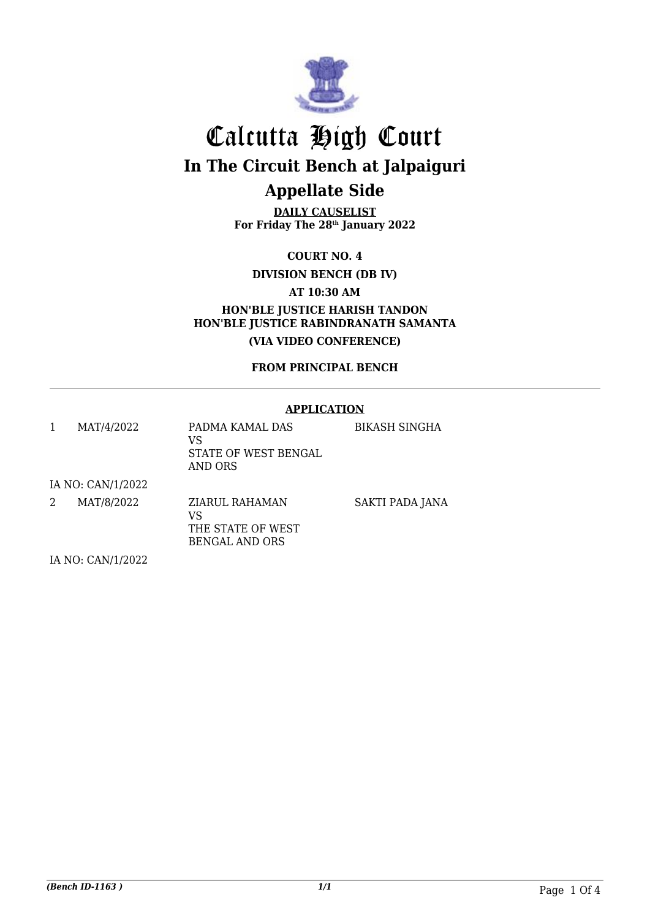# Calcutta High Court

## In The Circuit Bench at Jalpaiguri

## Appellate Side

**DAILY CAUSELIST**
**For Friday The 28th January 2022**

**COURT NO. 4**

**DIVISION BENCH (DB IV)**

**AT 10:30 AM**

**HON'BLE JUSTICE HARISH TANDON**
**HON'BLE JUSTICE RABINDRANATH SAMANTA**

**(VIA VIDEO CONFERENCE)**

**FROM PRINCIPAL BENCH**

---

**APPLICATION**

| | | | |
|---|---|---|---|
| 1 | MAT/4/2022 | PADMA KAMAL DAS<br>VS<br>STATE OF WEST BENGAL AND ORS | BIKASH SINGHA |
| IA NO: CAN/1/2022 | | | |
| 2 | MAT/8/2022 | ZIARUL RAHAMAN<br>VS<br>THE STATE OF WEST BENGAL AND ORS | SAKTI PADA JANA |
| IA NO: CAN/1/2022 | | | |

*(Bench ID-1163 )* *1/1*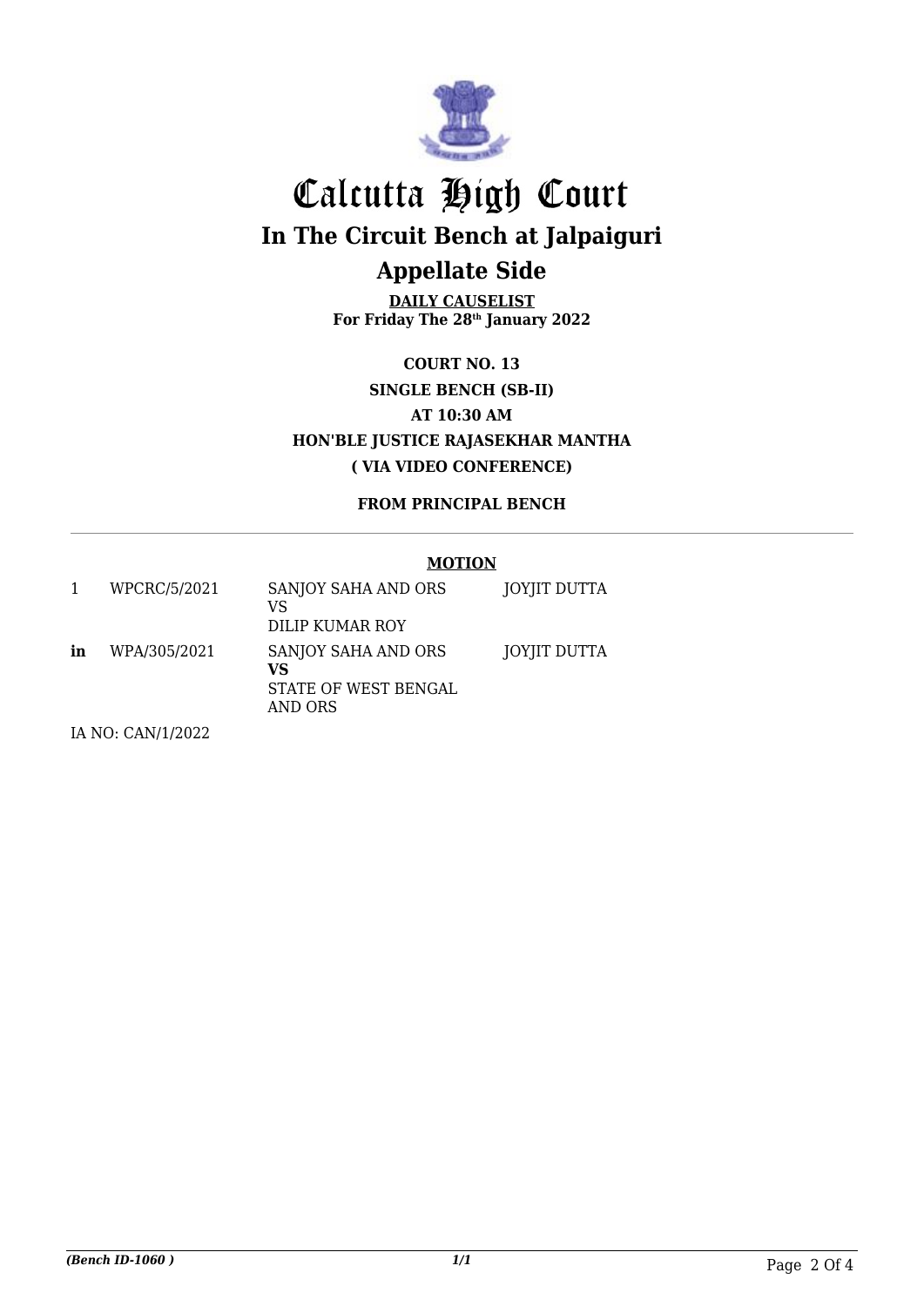# Calcutta High Court

## In The Circuit Bench at Jalpaiguri

## Appellate Side

**DAILY CAUSELIST**
**For Friday The 28th January 2022**

**COURT NO. 13**
**SINGLE BENCH (SB-II)**
**AT 10:30 AM**
**HON'BLE JUSTICE RAJASEKHAR MANTHA**
**( VIA VIDEO CONFERENCE)**

**FROM PRINCIPAL BENCH**

**MOTION**

| | | | |
|---|---|---|---|
| 1 | WPCRC/5/2021 | SANJOY SAHA AND ORS<br>VS<br>DILIP KUMAR ROY | JOYJIT DUTTA |
| **in** | WPA/305/2021 | SANJOY SAHA AND ORS<br>**VS**<br>STATE OF WEST BENGAL AND ORS | JOYJIT DUTTA |

IA NO: CAN/1/2022

*(Bench ID-1060 )*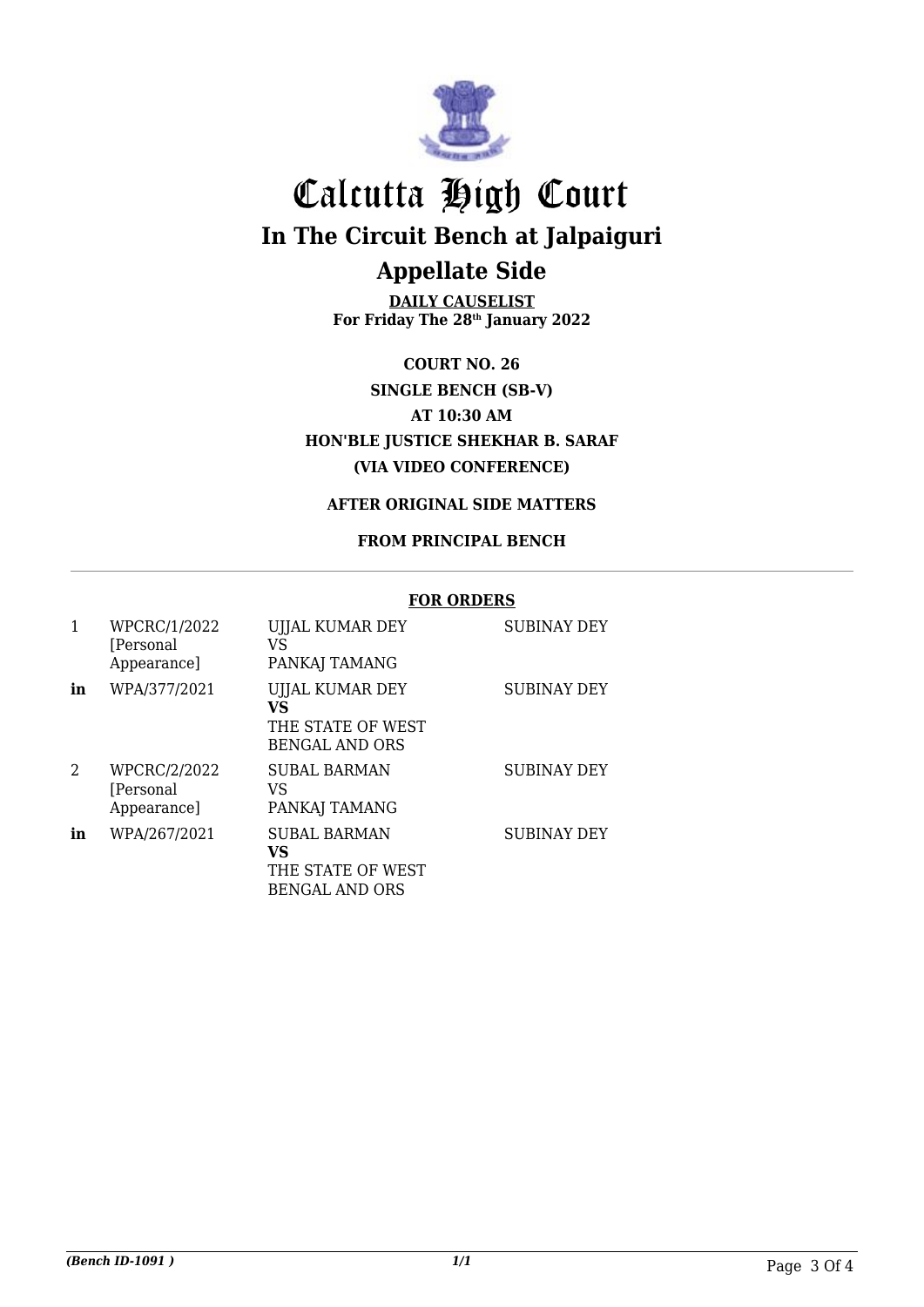# Calcutta High Court

## In The Circuit Bench at Jalpaiguri

## Appellate Side

**DAILY CAUSELIST**
**For Friday The 28th January 2022**

**COURT NO. 26**

**SINGLE BENCH (SB-V)**

**AT 10:30 AM**

**HON'BLE JUSTICE SHEKHAR B. SARAF**

**(VIA VIDEO CONFERENCE)**

**AFTER ORIGINAL SIDE MATTERS**

**FROM PRINCIPAL BENCH**

**FOR ORDERS**

| | | | |
|---|---|---|---|
| 1 | WPCRC/1/2022 [Personal Appearance] | UJJAL KUMAR DEY VS PANKAJ TAMANG | SUBINAY DEY |
| **in** | WPA/377/2021 | UJJAL KUMAR DEY **VS** THE STATE OF WEST BENGAL AND ORS | SUBINAY DEY |
| 2 | WPCRC/2/2022 [Personal Appearance] | SUBAL BARMAN VS PANKAJ TAMANG | SUBINAY DEY |
| **in** | WPA/267/2021 | SUBAL BARMAN **VS** THE STATE OF WEST BENGAL AND ORS | SUBINAY DEY |

*(Bench ID-1091 )* 1/1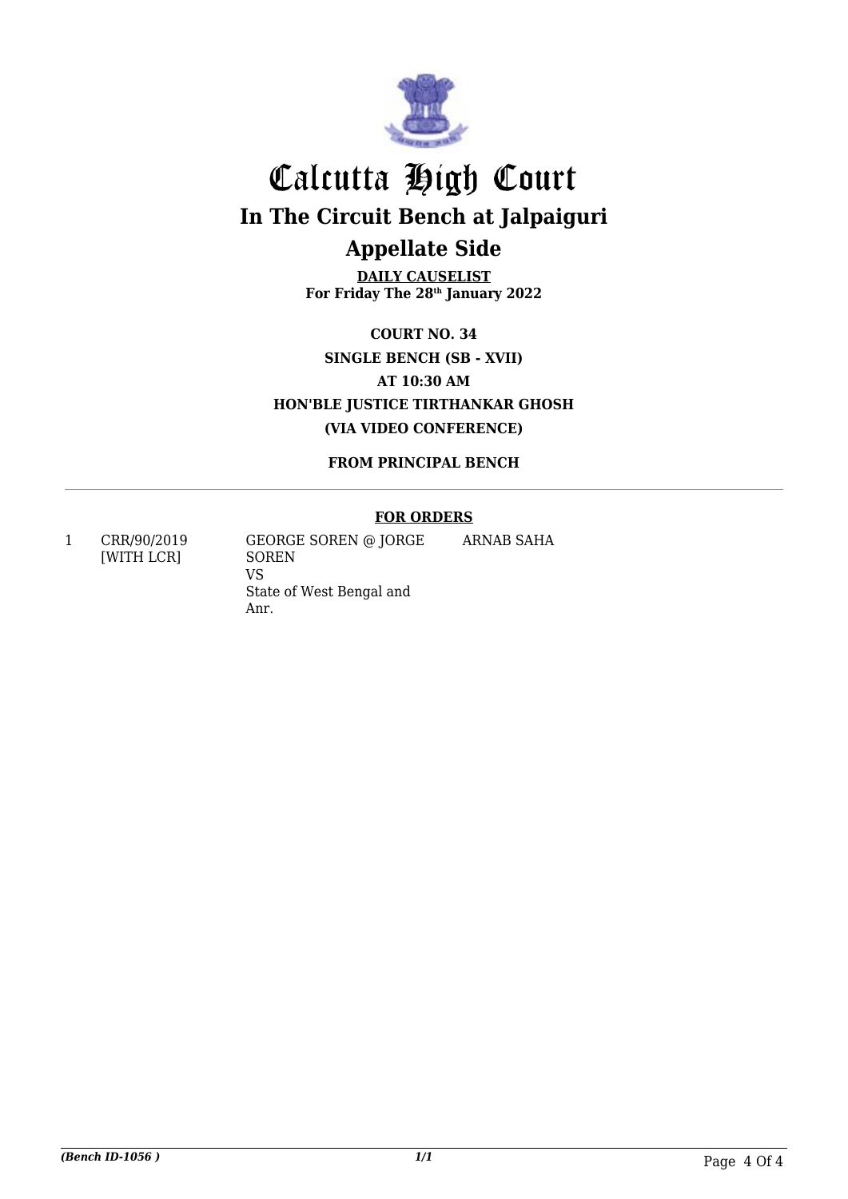# Calcutta High Court

## In The Circuit Bench at Jalpaiguri

## Appellate Side

**DAILY CAUSELIST**
**For Friday The 28th January 2022**

**COURT NO. 34**
**SINGLE BENCH (SB - XVII)**
**AT 10:30 AM**
**HON'BLE JUSTICE TIRTHANKAR GHOSH**
**(VIA VIDEO CONFERENCE)**

**FROM PRINCIPAL BENCH**

**FOR ORDERS**

| | | | |
|---|---|---|---|
| 1 | CRR/90/2019 [WITH LCR] | GEORGE SOREN @ JORGE SOREN VS State of West Bengal and Anr. | ARNAB SAHA |

*(Bench ID-1056 )*